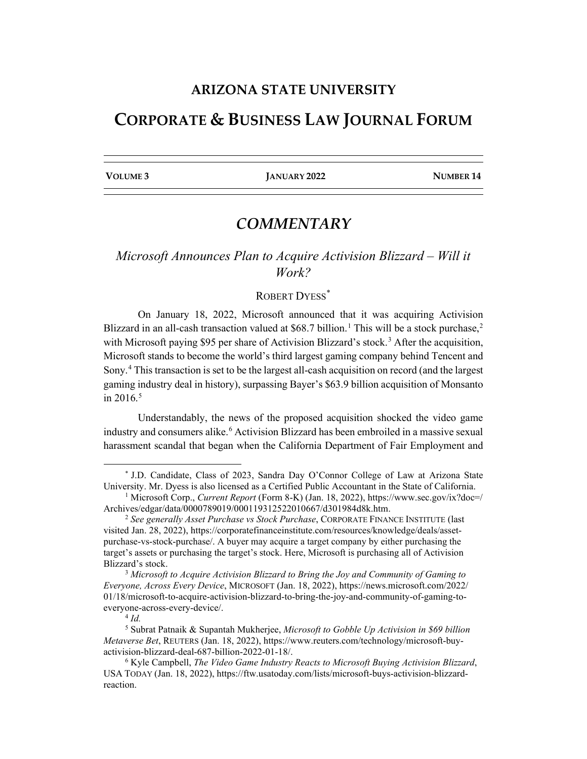# ARIZONA STATE UNIVERSITY

# CORPORATE & BUSINESS LAW JOURNAL FORUM

| VOLUME 3 | JANUARY 2022 | NUMBER 14 |
|---|---|---|

## *COMMENTARY*

### *Microsoft Announces Plan to Acquire Activision Blizzard – Will it Work?*

ROBERT DYESS[*]

On January 18, 2022, Microsoft announced that it was acquiring Activision Blizzard in an all-cash transaction valued at $68.7 billion.[1] This will be a stock purchase,[2] with Microsoft paying $95 per share of Activision Blizzard's stock.[3] After the acquisition, Microsoft stands to become the world's third largest gaming company behind Tencent and Sony.[4] This transaction is set to be the largest all-cash acquisition on record (and the largest gaming industry deal in history), surpassing Bayer's $63.9 billion acquisition of Monsanto in 2016.[5]

Understandably, the news of the proposed acquisition shocked the video game industry and consumers alike.[6] Activision Blizzard has been embroiled in a massive sexual harassment scandal that began when the California Department of Fair Employment and

---

[*] J.D. Candidate, Class of 2023, Sandra Day O'Connor College of Law at Arizona State University. Mr. Dyess is also licensed as a Certified Public Accountant in the State of California.

[1] Microsoft Corp., *Current Report* (Form 8-K) (Jan. 18, 2022), https://www.sec.gov/ix?doc=/Archives/edgar/data/0000789019/000119312522010667/d301984d8k.htm.

[2] *See generally Asset Purchase vs Stock Purchase*, CORPORATE FINANCE INSTITUTE (last visited Jan. 28, 2022), https://corporatefinanceinstitute.com/resources/knowledge/deals/asset-purchase-vs-stock-purchase/. A buyer may acquire a target company by either purchasing the target's assets or purchasing the target's stock. Here, Microsoft is purchasing all of Activision Blizzard's stock.

[3] *Microsoft to Acquire Activision Blizzard to Bring the Joy and Community of Gaming to Everyone, Across Every Device*, MICROSOFT (Jan. 18, 2022), https://news.microsoft.com/2022/01/18/microsoft-to-acquire-activision-blizzard-to-bring-the-joy-and-community-of-gaming-to-everyone-across-every-device/.

[4] *Id.*

[5] Subrat Patnaik & Supantah Mukherjee, *Microsoft to Gobble Up Activision in $69 billion Metaverse Bet*, REUTERS (Jan. 18, 2022), https://www.reuters.com/technology/microsoft-buy-activision-blizzard-deal-687-billion-2022-01-18/.

[6] Kyle Campbell, *The Video Game Industry Reacts to Microsoft Buying Activision Blizzard*, USA TODAY (Jan. 18, 2022), https://ftw.usatoday.com/lists/microsoft-buys-activision-blizzard-reaction.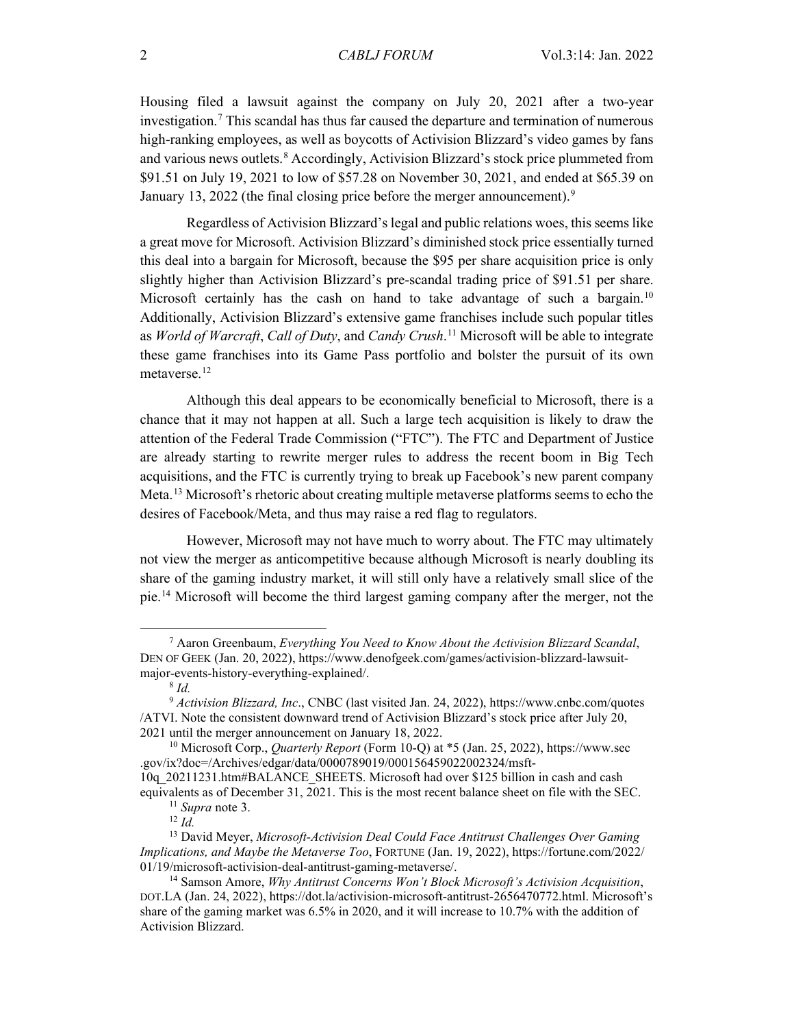Housing filed a lawsuit against the company on July 20, 2021 after a two-year investigation.[7] This scandal has thus far caused the departure and termination of numerous high-ranking employees, as well as boycotts of Activision Blizzard's video games by fans and various news outlets.[8] Accordingly, Activision Blizzard's stock price plummeted from \$91.51 on July 19, 2021 to low of \$57.28 on November 30, 2021, and ended at \$65.39 on January 13, 2022 (the final closing price before the merger announcement).[9]

Regardless of Activision Blizzard's legal and public relations woes, this seems like a great move for Microsoft. Activision Blizzard's diminished stock price essentially turned this deal into a bargain for Microsoft, because the \$95 per share acquisition price is only slightly higher than Activision Blizzard's pre-scandal trading price of \$91.51 per share. Microsoft certainly has the cash on hand to take advantage of such a bargain.[10] Additionally, Activision Blizzard's extensive game franchises include such popular titles as *World of Warcraft*, *Call of Duty*, and *Candy Crush*.[11] Microsoft will be able to integrate these game franchises into its Game Pass portfolio and bolster the pursuit of its own metaverse.[12]

Although this deal appears to be economically beneficial to Microsoft, there is a chance that it may not happen at all. Such a large tech acquisition is likely to draw the attention of the Federal Trade Commission ("FTC"). The FTC and Department of Justice are already starting to rewrite merger rules to address the recent boom in Big Tech acquisitions, and the FTC is currently trying to break up Facebook's new parent company Meta.[13] Microsoft's rhetoric about creating multiple metaverse platforms seems to echo the desires of Facebook/Meta, and thus may raise a red flag to regulators.

However, Microsoft may not have much to worry about. The FTC may ultimately not view the merger as anticompetitive because although Microsoft is nearly doubling its share of the gaming industry market, it will still only have a relatively small slice of the pie.[14] Microsoft will become the third largest gaming company after the merger, not the

---

[7] Aaron Greenbaum, *Everything You Need to Know About the Activision Blizzard Scandal*, DEN OF GEEK (Jan. 20, 2022), https://www.denofgeek.com/games/activision-blizzard-lawsuit-major-events-history-everything-explained/.

[8] *Id.*

[9] *Activision Blizzard, Inc*., CNBC (last visited Jan. 24, 2022), https://www.cnbc.com/quotes/ATVI. Note the consistent downward trend of Activision Blizzard's stock price after July 20, 2021 until the merger announcement on January 18, 2022.

[10] Microsoft Corp., *Quarterly Report* (Form 10-Q) at *5 (Jan. 25, 2022), https://www.sec.gov/ix?doc=/Archives/edgar/data/0000789019/000156459022002324/msft-10q_20211231.htm#BALANCE_SHEETS. Microsoft had over \$125 billion in cash and cash equivalents as of December 31, 2021. This is the most recent balance sheet on file with the SEC.

[11] *Supra* note 3.

[12] *Id.*

[13] David Meyer, *Microsoft-Activision Deal Could Face Antitrust Challenges Over Gaming Implications, and Maybe the Metaverse Too*, FORTUNE (Jan. 19, 2022), https://fortune.com/2022/01/19/microsoft-activision-deal-antitrust-gaming-metaverse/.

[14] Samson Amore, *Why Antitrust Concerns Won't Block Microsoft's Activision Acquisition*, DOT.LA (Jan. 24, 2022), https://dot.la/activision-microsoft-antitrust-2656470772.html. Microsoft's share of the gaming market was 6.5% in 2020, and it will increase to 10.7% with the addition of Activision Blizzard.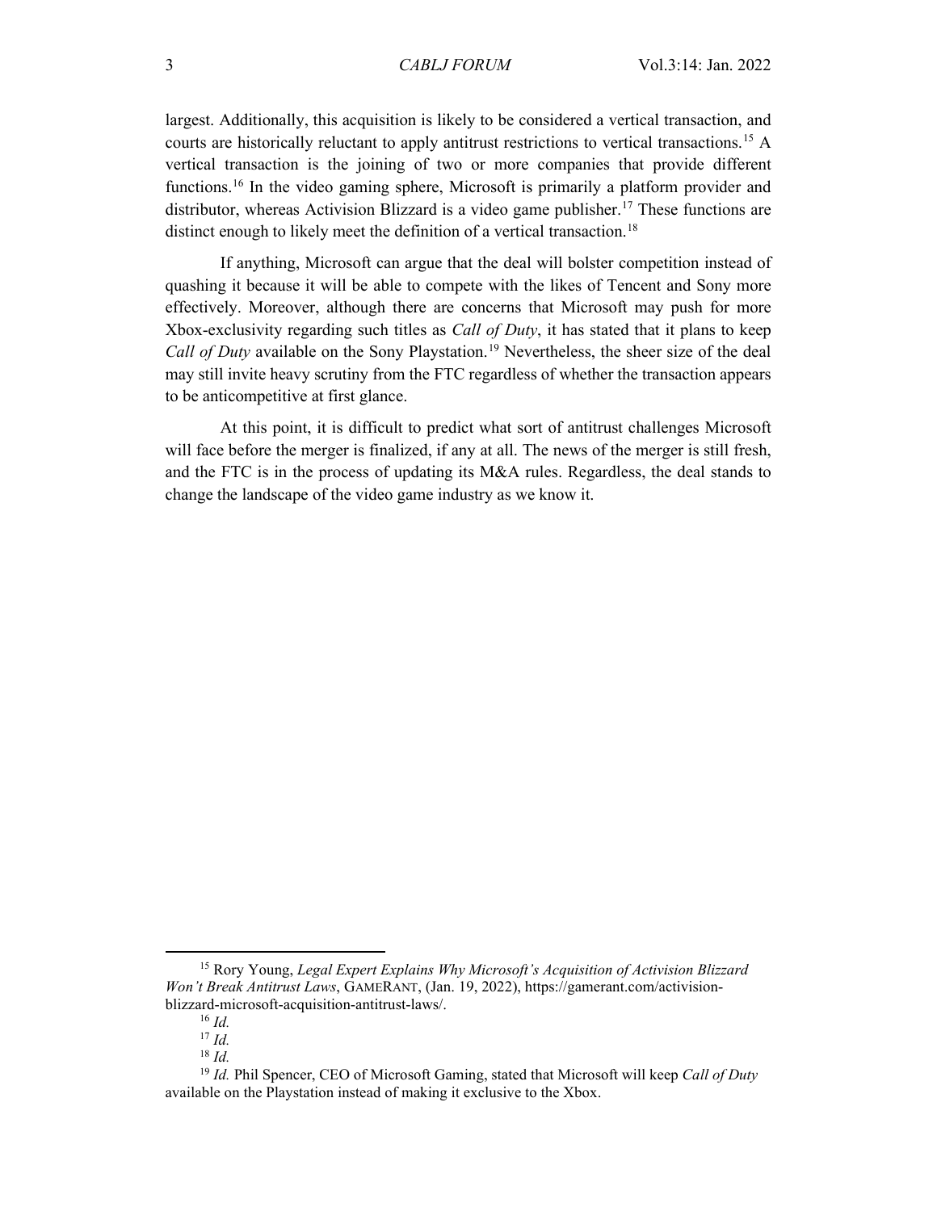largest. Additionally, this acquisition is likely to be considered a vertical transaction, and courts are historically reluctant to apply antitrust restrictions to vertical transactions.[15] A vertical transaction is the joining of two or more companies that provide different functions.[16] In the video gaming sphere, Microsoft is primarily a platform provider and distributor, whereas Activision Blizzard is a video game publisher.[17] These functions are distinct enough to likely meet the definition of a vertical transaction.[18]

If anything, Microsoft can argue that the deal will bolster competition instead of quashing it because it will be able to compete with the likes of Tencent and Sony more effectively. Moreover, although there are concerns that Microsoft may push for more Xbox-exclusivity regarding such titles as *Call of Duty*, it has stated that it plans to keep *Call of Duty* available on the Sony Playstation.[19] Nevertheless, the sheer size of the deal may still invite heavy scrutiny from the FTC regardless of whether the transaction appears to be anticompetitive at first glance.

At this point, it is difficult to predict what sort of antitrust challenges Microsoft will face before the merger is finalized, if any at all. The news of the merger is still fresh, and the FTC is in the process of updating its M&A rules. Regardless, the deal stands to change the landscape of the video game industry as we know it.

---

[15] Rory Young, *Legal Expert Explains Why Microsoft's Acquisition of Activision Blizzard Won't Break Antitrust Laws*, GAMERANT, (Jan. 19, 2022), https://gamerant.com/activision-blizzard-microsoft-acquisition-antitrust-laws/.

[16] *Id.*

[17] *Id.*

[18] *Id.*

[19] *Id.* Phil Spencer, CEO of Microsoft Gaming, stated that Microsoft will keep *Call of Duty* available on the Playstation instead of making it exclusive to the Xbox.